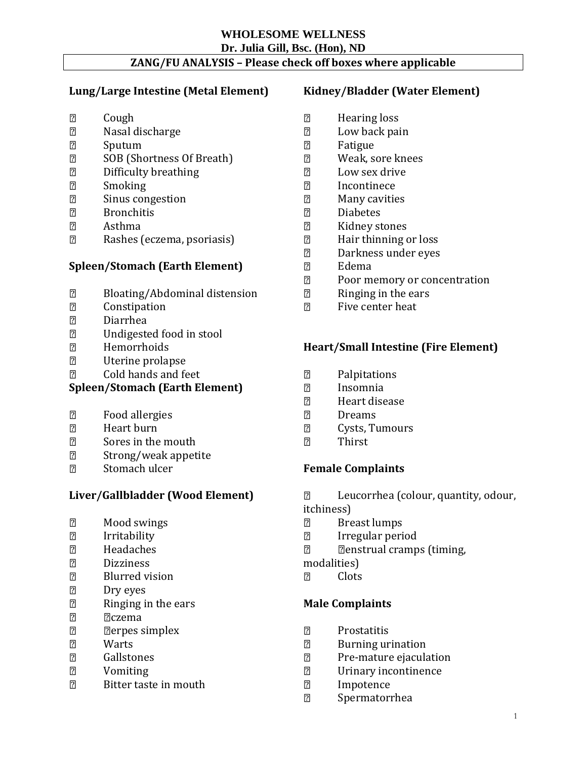**WHOLESOME WELLNESS**
**Dr. Julia Gill, Bsc. (Hon), ND**

## ZANG/FU ANALYSIS – Please check off boxes where applicable

### Lung/Large Intestine (Metal Element)

- ☐ Cough
- ☐ Nasal discharge
- ☐ Sputum
- ☐ SOB (Shortness Of Breath)
- ☐ Difficulty breathing
- ☐ Smoking
- ☐ Sinus congestion
- ☐ Bronchitis
- ☐ Asthma
- ☐ Rashes (eczema, psoriasis)

### Spleen/Stomach (Earth Element)

- ☐ Bloating/Abdominal distension
- ☐ Constipation
- ☐ Diarrhea
- ☐ Undigested food in stool
- ☐ Hemorrhoids
- ☐ Uterine prolapse
- ☐ Cold hands and feet

### Spleen/Stomach (Earth Element)

- ☐ Food allergies
- ☐ Heart burn
- ☐ Sores in the mouth
- ☐ Strong/weak appetite
- ☐ Stomach ulcer

### Liver/Gallbladder (Wood Element)

- ☐ Mood swings
- ☐ Irritability
- ☐ Headaches
- ☐ Dizziness
- ☐ Blurred vision
- ☐ Dry eyes
- ☐ Ringing in the ears
- ☐ ☐czema
- ☐ ☐erpes simplex
- ☐ Warts
- ☐ Gallstones
- ☐ Vomiting
- ☐ Bitter taste in mouth

### Kidney/Bladder (Water Element)

- ☐ Hearing loss
- ☐ Low back pain
- ☐ Fatigue
- ☐ Weak, sore knees
- ☐ Low sex drive
- ☐ Incontinece
- ☐ Many cavities
- ☐ Diabetes
- ☐ Kidney stones
- ☐ Hair thinning or loss
- ☐ Darkness under eyes
- ☐ Edema
- ☐ Poor memory or concentration
- ☐ Ringing in the ears
- ☐ Five center heat

### Heart/Small Intestine (Fire Element)

- ☐ Palpitations
- ☐ Insomnia
- ☐ Heart disease
- ☐ Dreams
- ☐ Cysts, Tumours
- ☐ Thirst

### Female Complaints

- ☐ Leucorrhea (colour, quantity, odour, itchiness)
- ☐ Breast lumps
- ☐ Irregular period
- ☐ ☐enstrual cramps (timing, modalities)
- ☐ Clots

### Male Complaints

- ☐ Prostatitis
- ☐ Burning urination
- ☐ Pre-mature ejaculation
- ☐ Urinary incontinence
- ☐ Impotence
- ☐ Spermatorrhea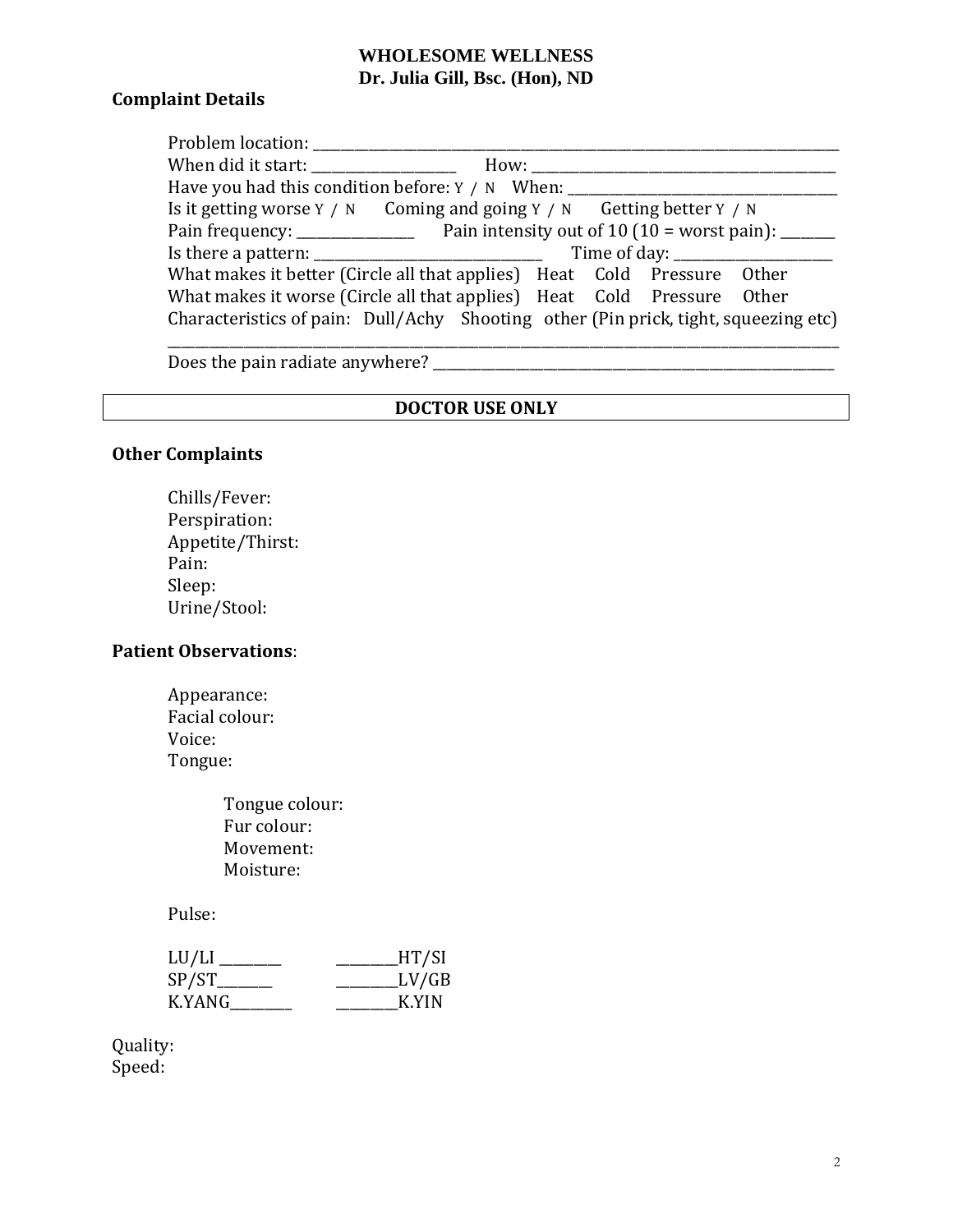**WHOLESOME WELLNESS**
**Dr. Julia Gill, Bsc. (Hon), ND**

## Complaint Details

Problem location: ______________________________________________________________________

When did it start: __________________ How: ______________________________________

Have you had this condition before: Y / N When: ____________________________________

Is it getting worse Y / N Coming and going Y / N Getting better Y / N

Pain frequency: _______________ Pain intensity out of 10 (10 = worst pain): _______

Is there a pattern: ______________________________ Time of day: ____________________

What makes it better (Circle all that applies) Heat Cold Pressure Other

What makes it worse (Circle all that applies) Heat Cold Pressure Other

Characteristics of pain: Dull/Achy Shooting other (Pin prick, tight, squeezing etc)

_____________________________________________________________________________________

Does the pain radiate anywhere? ___________________________________________________

**DOCTOR USE ONLY**

## Other Complaints

Chills/Fever:
Perspiration:
Appetite/Thirst:
Pain:
Sleep:
Urine/Stool:

## Patient Observations:

Appearance:
Facial colour:
Voice:
Tongue:

Tongue colour:
Fur colour:
Movement:
Moisture:

Pulse:

LU/LI ________ ________HT/SI
SP/ST_______ ________LV/GB
K.YANG________ ________K.YIN

Quality:
Speed: